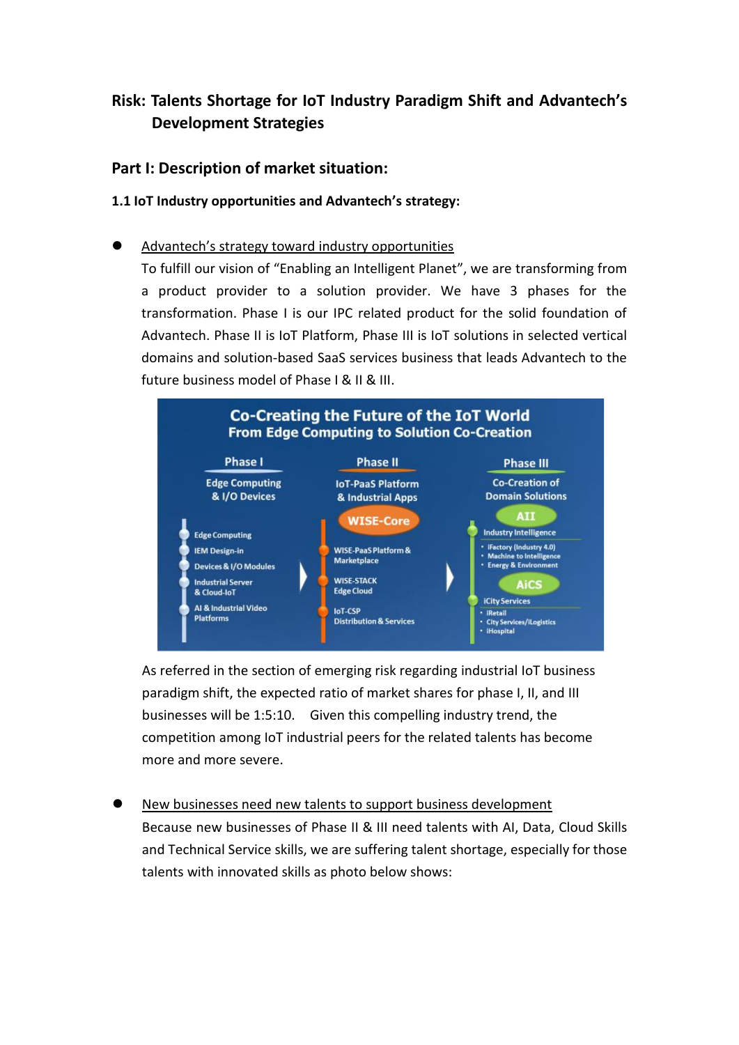# Risk: Talents Shortage for IoT Industry Paradigm Shift and Advantech's Development Strategies

## Part I: Description of market situation:

### 1.1 IoT Industry opportunities and Advantech's strategy:

- Advantech's strategy toward industry opportunities

  To fulfill our vision of "Enabling an Intelligent Planet", we are transforming from a product provider to a solution provider. We have 3 phases for the transformation. Phase I is our IPC related product for the solid foundation of Advantech. Phase II is IoT Platform, Phase III is IoT solutions in selected vertical domains and solution-based SaaS services business that leads Advantech to the future business model of Phase I & II & III.

  As referred in the section of emerging risk regarding industrial IoT business paradigm shift, the expected ratio of market shares for phase I, II, and III businesses will be 1:5:10. Given this compelling industry trend, the competition among IoT industrial peers for the related talents has become more and more severe.

- New businesses need new talents to support business development

  Because new businesses of Phase II & III need talents with AI, Data, Cloud Skills and Technical Service skills, we are suffering talent shortage, especially for those talents with innovated skills as photo below shows: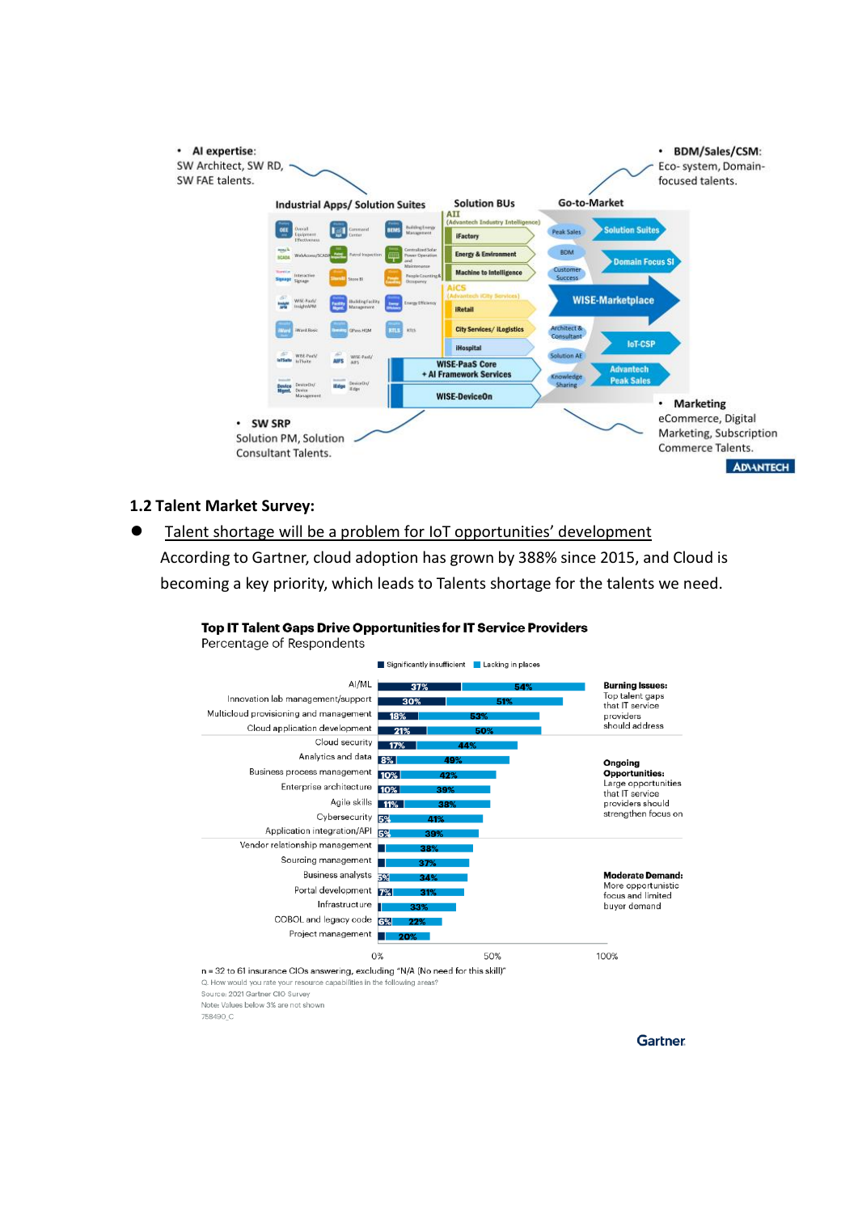- **AI expertise**: SW Architect, SW RD, SW FAE talents.
- **BDM/Sales/CSM**: Eco- system, Domain-focused talents.

Industrial Apps/ Solution Suites | Solution BUs | Go-to-Market

- **SW SRP** Solution PM, Solution Consultant Talents.
- **Marketing** eCommerce, Digital Marketing, Subscription Commerce Talents.

## 1.2 Talent Market Survey:

- Talent shortage will be a problem for IoT opportunities' development

  According to Gartner, cloud adoption has grown by 388% since 2015, and Cloud is becoming a key priority, which leads to Talents shortage for the talents we need.

**Top IT Talent Gaps Drive Opportunities for IT Service Providers**
Percentage of Respondents

| Area | Significantly insufficient | Lacking in places | Category |
|---|---|---|---|
| AI/ML | 37% | 54% | **Burning Issues:** Top talent gaps that IT service providers should address |
| Innovation lab management/support | 30% | 51% | |
| Multicloud provisioning and management | 18% | 53% | |
| Cloud application development | 21% | 50% | |
| Cloud security | 17% | 44% | **Ongoing Opportunities:** Large opportunities that IT service providers should strengthen focus on |
| Analytics and data | 8% | 49% | |
| Business process management | 10% | 42% | |
| Enterprise architecture | 10% | 39% | |
| Agile skills | 11% | 38% | |
| Cybersecurity | 5% | 41% | |
| Application integration/API | 5% | 39% | |
| Vendor relationship management | | 38% | **Moderate Demand:** More opportunistic focus and limited buyer demand |
| Sourcing management | | 37% | |
| Business analysts | 5% | 34% | |
| Portal development | 7% | 31% | |
| Infrastructure | | 33% | |
| COBOL and legacy code | 6% | 22% | |
| Project management | | 20% | |

n = 32 to 61 insurance CIOs answering, excluding "N/A (No need for this skill)"
Q. How would you rate your resource capabilities in the following areas?
Source: 2021 Gartner CIO Survey
Note: Values below 3% are not shown
758490_C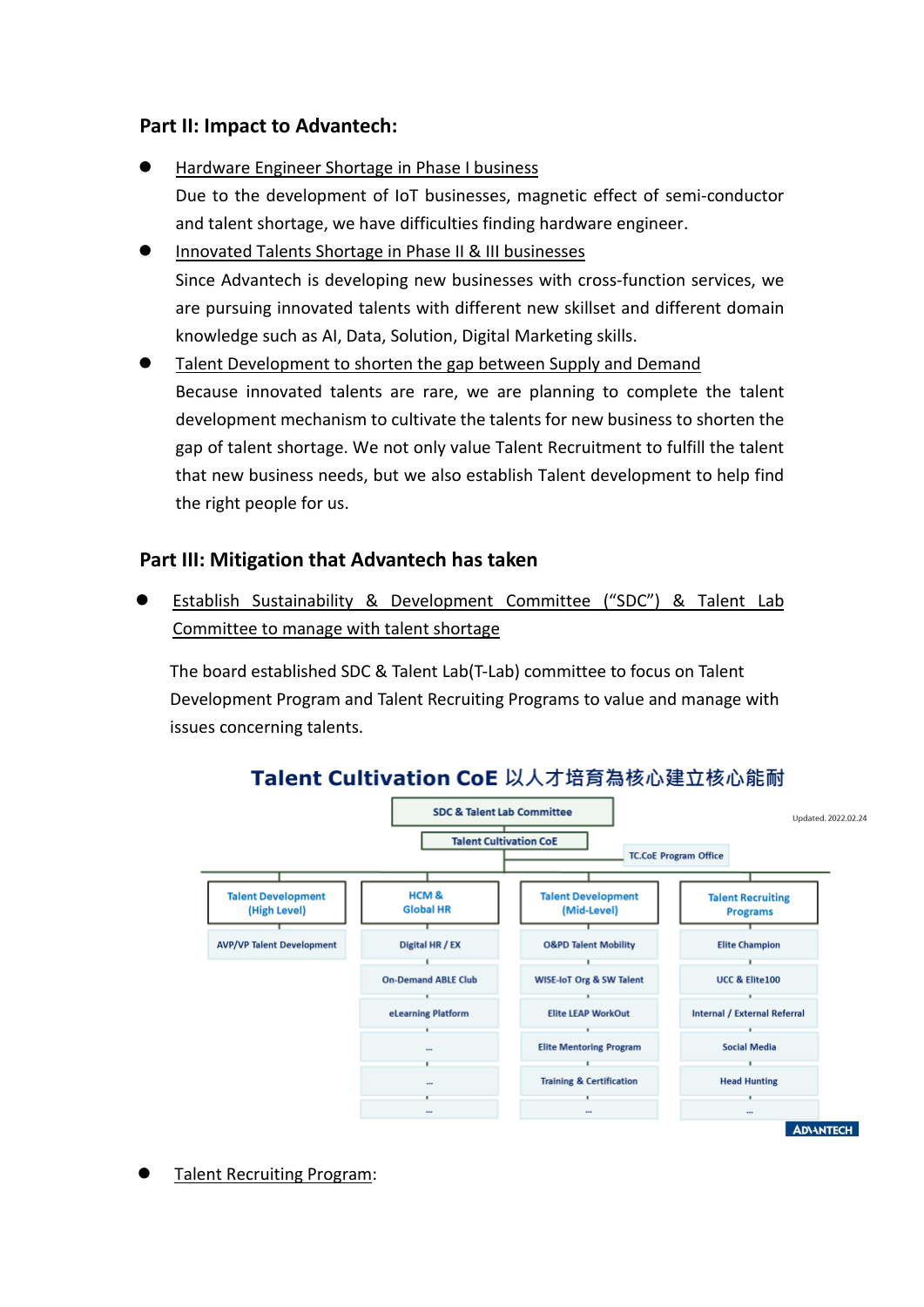## Part II: Impact to Advantech:

- Hardware Engineer Shortage in Phase I business
  Due to the development of IoT businesses, magnetic effect of semi-conductor and talent shortage, we have difficulties finding hardware engineer.
- Innovated Talents Shortage in Phase II & III businesses
  Since Advantech is developing new businesses with cross-function services, we are pursuing innovated talents with different new skillset and different domain knowledge such as AI, Data, Solution, Digital Marketing skills.
- Talent Development to shorten the gap between Supply and Demand
  Because innovated talents are rare, we are planning to complete the talent development mechanism to cultivate the talents for new business to shorten the gap of talent shortage. We not only value Talent Recruitment to fulfill the talent that new business needs, but we also establish Talent development to help find the right people for us.

## Part III: Mitigation that Advantech has taken

- Establish Sustainability & Development Committee ("SDC") & Talent Lab Committee to manage with talent shortage

  The board established SDC & Talent Lab(T-Lab) committee to focus on Talent Development Program and Talent Recruiting Programs to value and manage with issues concerning talents.

**Talent Cultivation CoE 以人才培育為核心建立核心能耐**

SDC & Talent Lab Committee → Talent Cultivation CoE (TC.CoE Program Office)

Updated. 2022.02.24

| Talent Development (High Level) | HCM & Global HR | Talent Development (Mid-Level) | Talent Recruiting Programs |
|---|---|---|---|
| AVP/VP Talent Development | Digital HR / EX | O&PD Talent Mobility | Elite Champion |
| | On-Demand ABLE Club | WISE-IoT Org & SW Talent | UCC & Elite100 |
| | eLearning Platform | Elite LEAP WorkOut | Internal / External Referral |
| | ... | Elite Mentoring Program | Social Media |
| | ... | Training & Certification | Head Hunting |
| | ... | ... | ... |

- Talent Recruiting Program: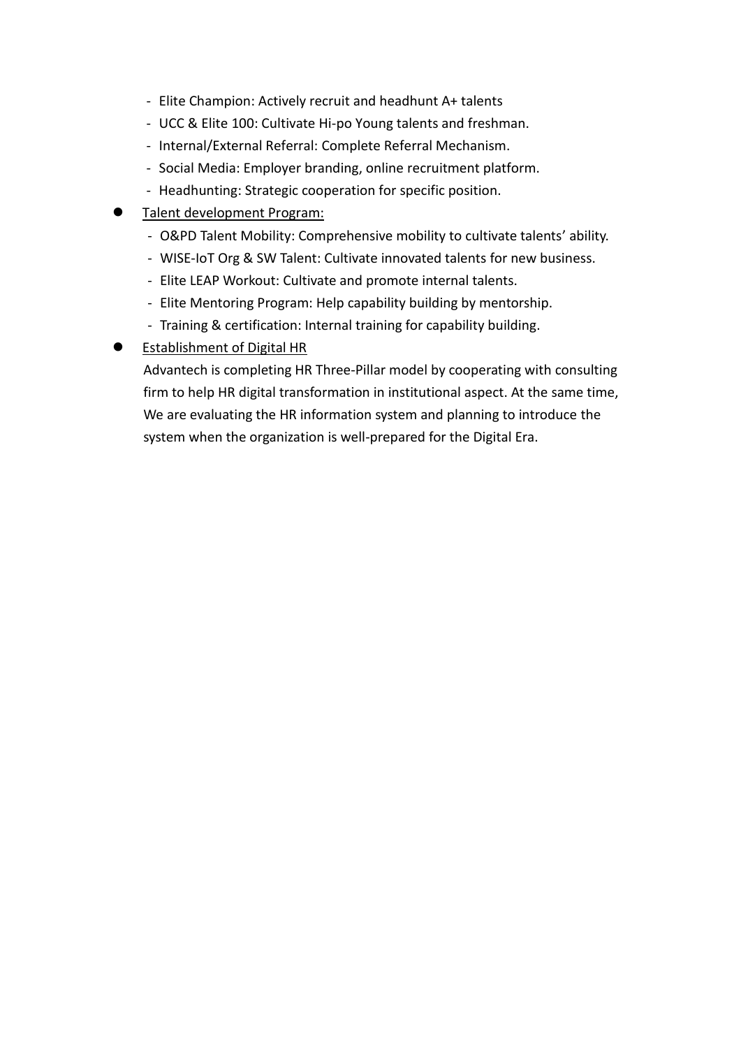- Elite Champion: Actively recruit and headhunt A+ talents
- UCC & Elite 100: Cultivate Hi-po Young talents and freshman.
- Internal/External Referral: Complete Referral Mechanism.
- Social Media: Employer branding, online recruitment platform.
- Headhunting: Strategic cooperation for specific position.

- <u>Talent development Program:</u>
  - O&PD Talent Mobility: Comprehensive mobility to cultivate talents' ability.
  - WISE-IoT Org & SW Talent: Cultivate innovated talents for new business.
  - Elite LEAP Workout: Cultivate and promote internal talents.
  - Elite Mentoring Program: Help capability building by mentorship.
  - Training & certification: Internal training for capability building.

- <u>Establishment of Digital HR</u>

  Advantech is completing HR Three-Pillar model by cooperating with consulting firm to help HR digital transformation in institutional aspect. At the same time, We are evaluating the HR information system and planning to introduce the system when the organization is well-prepared for the Digital Era.